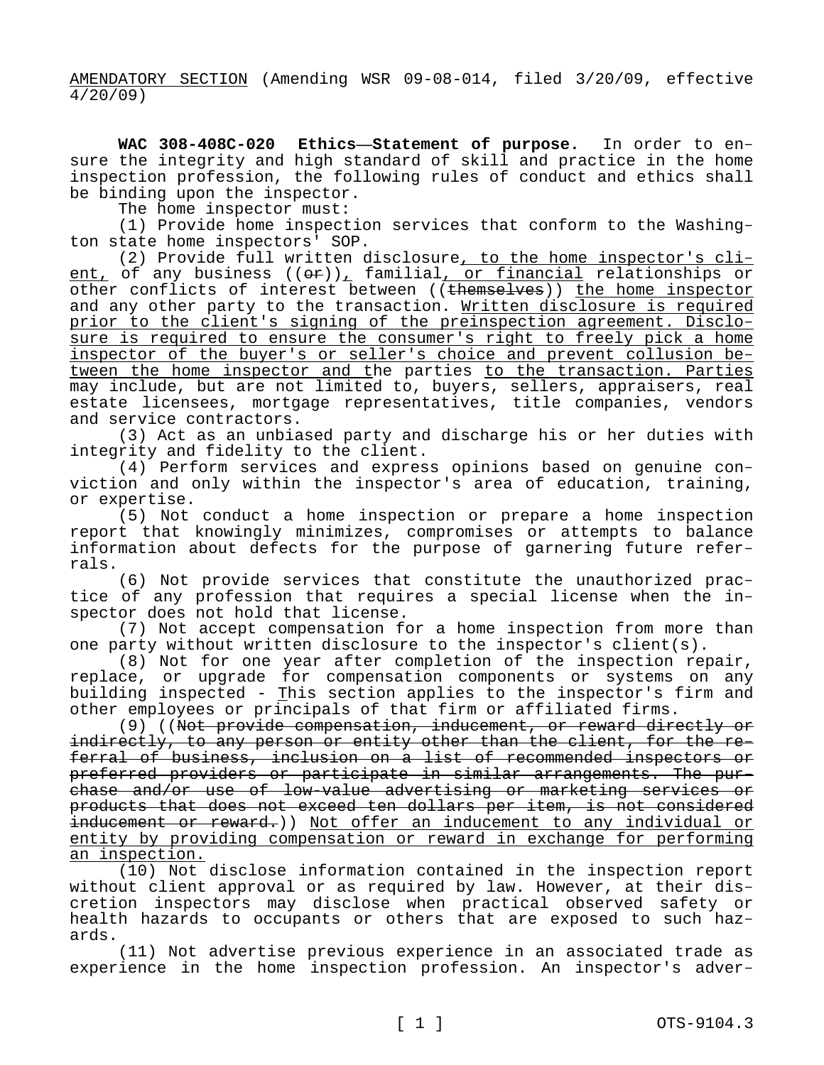AMENDATORY SECTION (Amending WSR 09-08-014, filed 3/20/09, effective 4/20/09)

**WAC 308-408C-020 Ethics—Statement of purpose.** In order to ensure the integrity and high standard of skill and practice in the home inspection profession, the following rules of conduct and ethics shall be binding upon the inspector.

The home inspector must:

(1) Provide home inspection services that conform to the Washington state home inspectors' SOP.

(2) Provide full written disclosure, to the home inspector's client, of any business ((~~or~~)), familial, or financial relationships or other conflicts of interest between ((~~themselves~~)) the home inspector and any other party to the transaction. Written disclosure is required prior to the client's signing of the preinspection agreement. Disclosure is required to ensure the consumer's right to freely pick a home inspector of the buyer's or seller's choice and prevent collusion between the home inspector and the parties to the transaction. Parties may include, but are not limited to, buyers, sellers, appraisers, real estate licensees, mortgage representatives, title companies, vendors and service contractors.

(3) Act as an unbiased party and discharge his or her duties with integrity and fidelity to the client.

(4) Perform services and express opinions based on genuine conviction and only within the inspector's area of education, training, or expertise.

(5) Not conduct a home inspection or prepare a home inspection report that knowingly minimizes, compromises or attempts to balance information about defects for the purpose of garnering future referrals.

(6) Not provide services that constitute the unauthorized practice of any profession that requires a special license when the inspector does not hold that license.

(7) Not accept compensation for a home inspection from more than one party without written disclosure to the inspector's client(s).

(8) Not for one year after completion of the inspection repair, replace, or upgrade for compensation components or systems on any building inspected - This section applies to the inspector's firm and other employees or principals of that firm or affiliated firms.

(9) ((~~Not provide compensation, inducement, or reward directly or indirectly, to any person or entity other than the client, for the referral of business, inclusion on a list of recommended inspectors or preferred providers or participate in similar arrangements. The purchase and/or use of low-value advertising or marketing services or products that does not exceed ten dollars per item, is not considered inducement or reward.~~)) Not offer an inducement to any individual or entity by providing compensation or reward in exchange for performing an inspection.

(10) Not disclose information contained in the inspection report without client approval or as required by law. However, at their discretion inspectors may disclose when practical observed safety or health hazards to occupants or others that are exposed to such hazards.

(11) Not advertise previous experience in an associated trade as experience in the home inspection profession. An inspector's adver-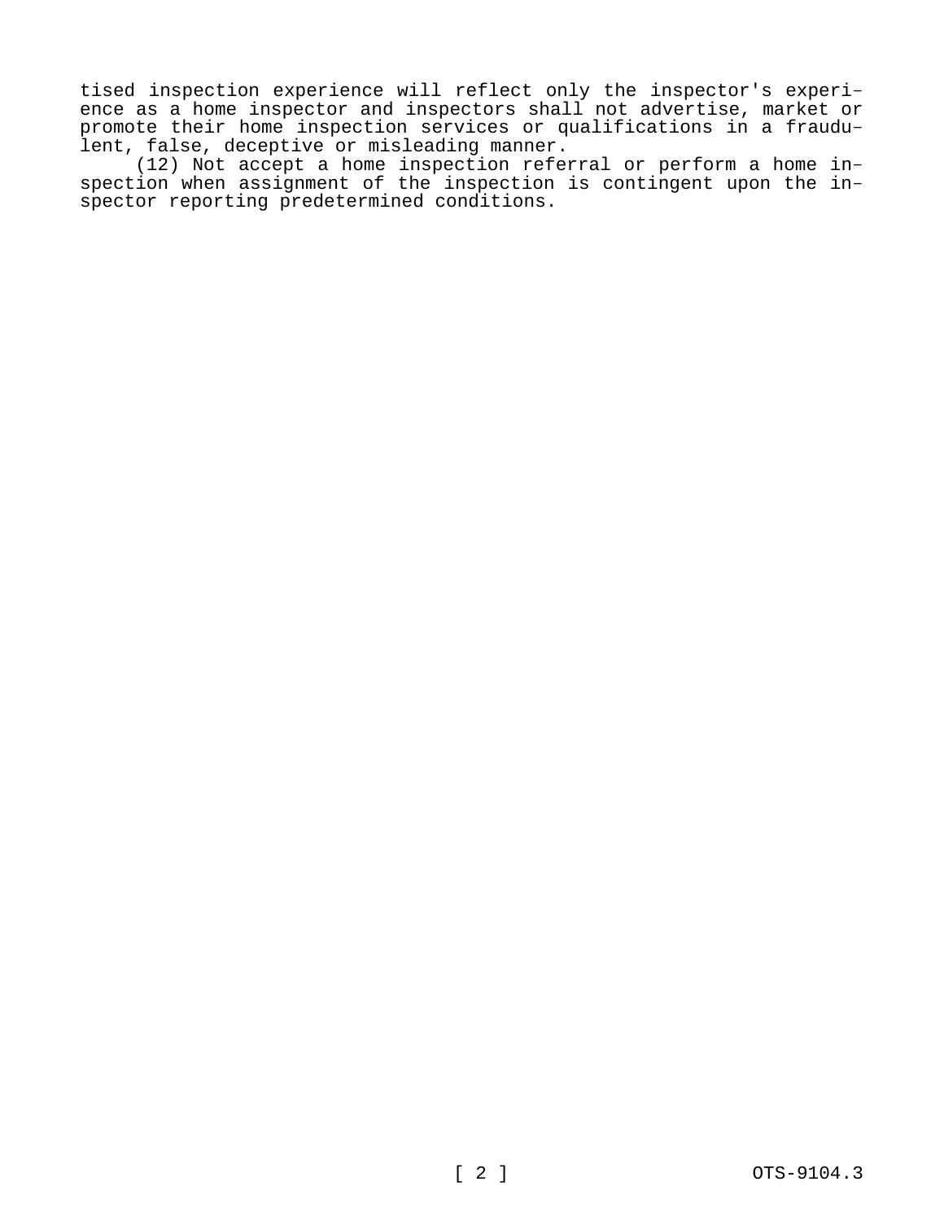tised inspection experience will reflect only the inspector's experience as a home inspector and inspectors shall not advertise, market or promote their home inspection services or qualifications in a fraudulent, false, deceptive or misleading manner.

(12) Not accept a home inspection referral or perform a home inspection when assignment of the inspection is contingent upon the inspector reporting predetermined conditions.